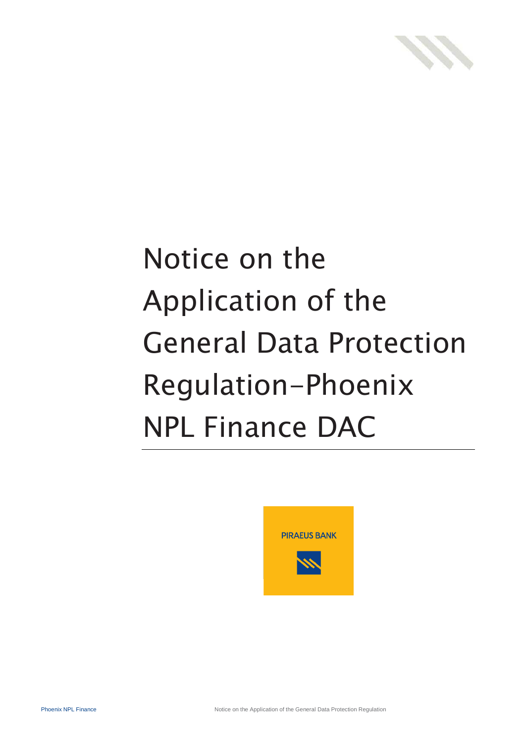# Notice on the Application of the General Data Protection Regulation-Phoenix NPL Finance DAC

PIRAEUS BANK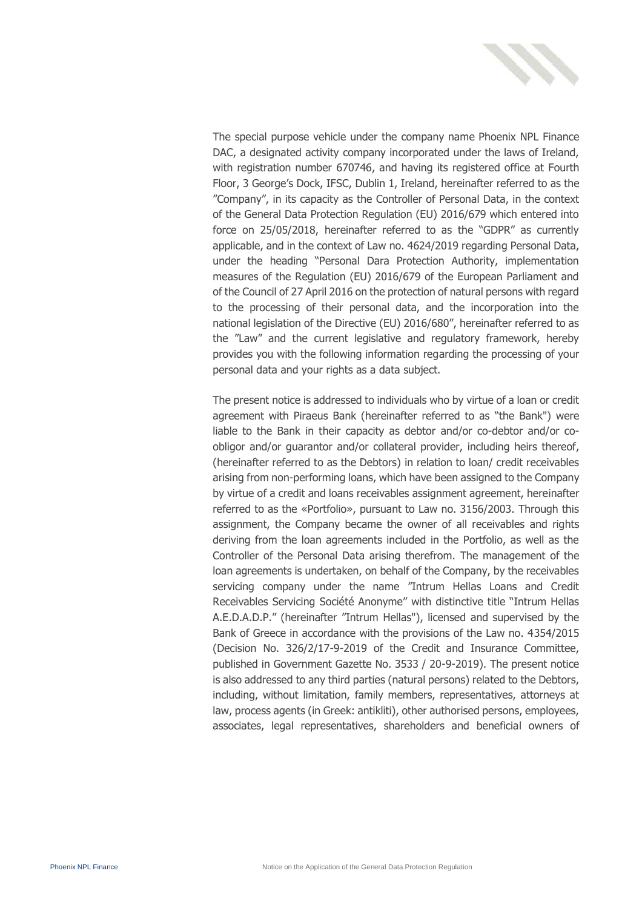The special purpose vehicle under the company name Phoenix NPL Finance DAC, a designated activity company incorporated under the laws of Ireland, with registration number 670746, and having its registered office at Fourth Floor, 3 George's Dock, IFSC, Dublin 1, Ireland, hereinafter referred to as the "Company", in its capacity as the Controller of Personal Data, in the context of the General Data Protection Regulation (EU) 2016/679 which entered into force on 25/05/2018, hereinafter referred to as the "GDPR" as currently applicable, and in the context of Law no. 4624/2019 regarding Personal Data, under the heading "Personal Dara Protection Authority, implementation measures of the Regulation (EU) 2016/679 of the European Parliament and of the Council of 27 April 2016 on the protection of natural persons with regard to the processing of their personal data, and the incorporation into the national legislation of the Directive (EU) 2016/680", hereinafter referred to as the "Law" and the current legislative and regulatory framework, hereby provides you with the following information regarding the processing of your personal data and your rights as a data subject.

The present notice is addressed to individuals who by virtue of a loan or credit agreement with Piraeus Bank (hereinafter referred to as "the Bank") were liable to the Bank in their capacity as debtor and/or co-debtor and/or co-obligor and/or guarantor and/or collateral provider, including heirs thereof, (hereinafter referred to as the Debtors) in relation to loan/ credit receivables arising from non-performing loans, which have been assigned to the Company by virtue of a credit and loans receivables assignment agreement, hereinafter referred to as the «Portfolio», pursuant to Law no. 3156/2003. Through this assignment, the Company became the owner of all receivables and rights deriving from the loan agreements included in the Portfolio, as well as the Controller of the Personal Data arising therefrom. The management of the loan agreements is undertaken, on behalf of the Company, by the receivables servicing company under the name "Intrum Hellas Loans and Credit Receivables Servicing Société Anonyme" with distinctive title "Intrum Hellas A.E.D.A.D.P." (hereinafter "Intrum Hellas"), licensed and supervised by the Bank of Greece in accordance with the provisions of the Law no. 4354/2015 (Decision No. 326/2/17-9-2019 of the Credit and Insurance Committee, published in Government Gazette No. 3533 / 20-9-2019). The present notice is also addressed to any third parties (natural persons) related to the Debtors, including, without limitation, family members, representatives, attorneys at law, process agents (in Greek: antikliti), other authorised persons, employees, associates, legal representatives, shareholders and beneficial owners of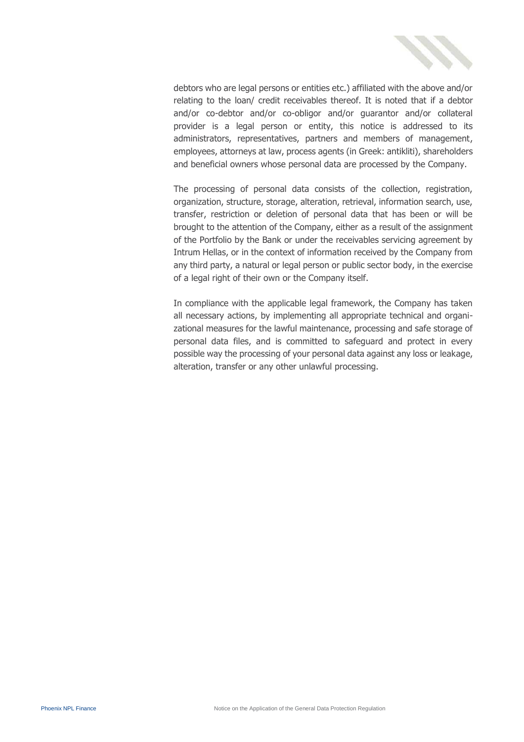debtors who are legal persons or entities etc.) affiliated with the above and/or relating to the loan/ credit receivables thereof. It is noted that if a debtor and/or co-debtor and/or co-obligor and/or guarantor and/or collateral provider is a legal person or entity, this notice is addressed to its administrators, representatives, partners and members of management, employees, attorneys at law, process agents (in Greek: antikliti), shareholders and beneficial owners whose personal data are processed by the Company.

The processing of personal data consists of the collection, registration, organization, structure, storage, alteration, retrieval, information search, use, transfer, restriction or deletion of personal data that has been or will be brought to the attention of the Company, either as a result of the assignment of the Portfolio by the Bank or under the receivables servicing agreement by Intrum Hellas, or in the context of information received by the Company from any third party, a natural or legal person or public sector body, in the exercise of a legal right of their own or the Company itself.

In compliance with the applicable legal framework, the Company has taken all necessary actions, by implementing all appropriate technical and organizational measures for the lawful maintenance, processing and safe storage of personal data files, and is committed to safeguard and protect in every possible way the processing of your personal data against any loss or leakage, alteration, transfer or any other unlawful processing.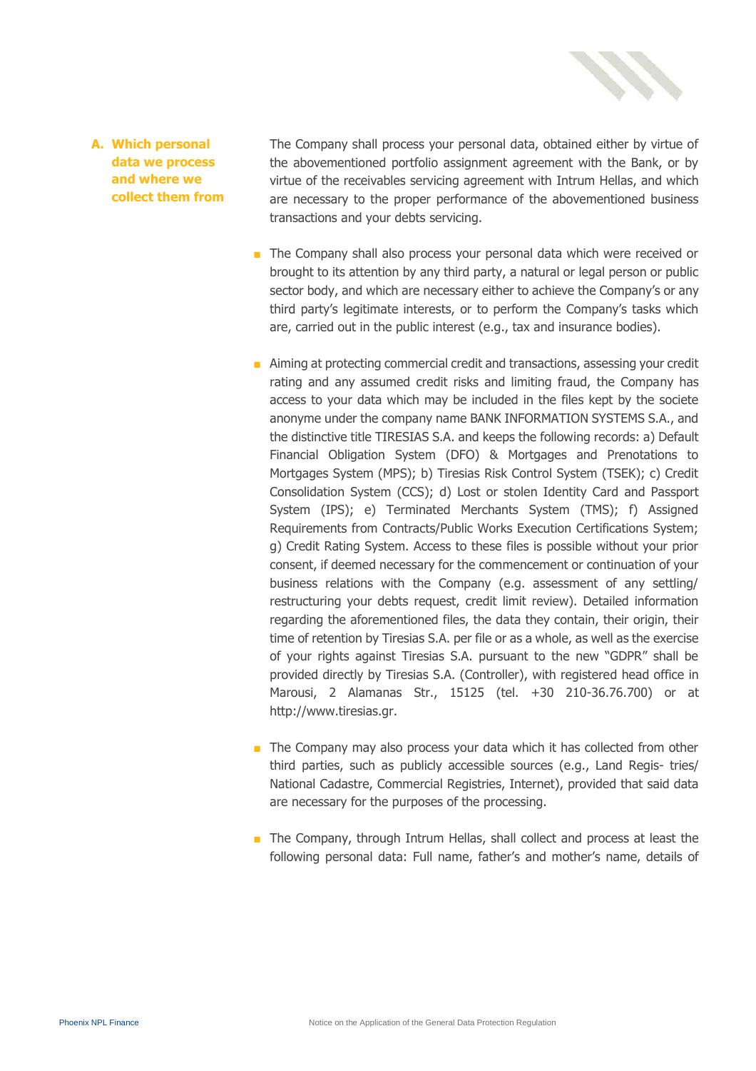## A. Which personal data we process and where we collect them from

The Company shall process your personal data, obtained either by virtue of the abovementioned portfolio assignment agreement with the Bank, or by virtue of the receivables servicing agreement with Intrum Hellas, and which are necessary to the proper performance of the abovementioned business transactions and your debts servicing.

- The Company shall also process your personal data which were received or brought to its attention by any third party, a natural or legal person or public sector body, and which are necessary either to achieve the Company's or any third party's legitimate interests, or to perform the Company's tasks which are, carried out in the public interest (e.g., tax and insurance bodies).

- Aiming at protecting commercial credit and transactions, assessing your credit rating and any assumed credit risks and limiting fraud, the Company has access to your data which may be included in the files kept by the societe anonyme under the company name BANK INFORMATION SYSTEMS S.A., and the distinctive title TIRESIAS S.A. and keeps the following records: a) Default Financial Obligation System (DFO) & Mortgages and Prenotations to Mortgages System (MPS); b) Tiresias Risk Control System (TSEK); c) Credit Consolidation System (CCS); d) Lost or stolen Identity Card and Passport System (IPS); e) Terminated Merchants System (TMS); f) Assigned Requirements from Contracts/Public Works Execution Certifications System; g) Credit Rating System. Access to these files is possible without your prior consent, if deemed necessary for the commencement or continuation of your business relations with the Company (e.g. assessment of any settling/ restructuring your debts request, credit limit review). Detailed information regarding the aforementioned files, the data they contain, their origin, their time of retention by Tiresias S.A. per file or as a whole, as well as the exercise of your rights against Tiresias S.A. pursuant to the new "GDPR" shall be provided directly by Tiresias S.A. (Controller), with registered head office in Marousi, 2 Alamanas Str., 15125 (tel. +30 210-36.76.700) or at http://www.tiresias.gr.

- The Company may also process your data which it has collected from other third parties, such as publicly accessible sources (e.g., Land Regis- tries/ National Cadastre, Commercial Registries, Internet), provided that said data are necessary for the purposes of the processing.

- The Company, through Intrum Hellas, shall collect and process at least the following personal data: Full name, father's and mother's name, details of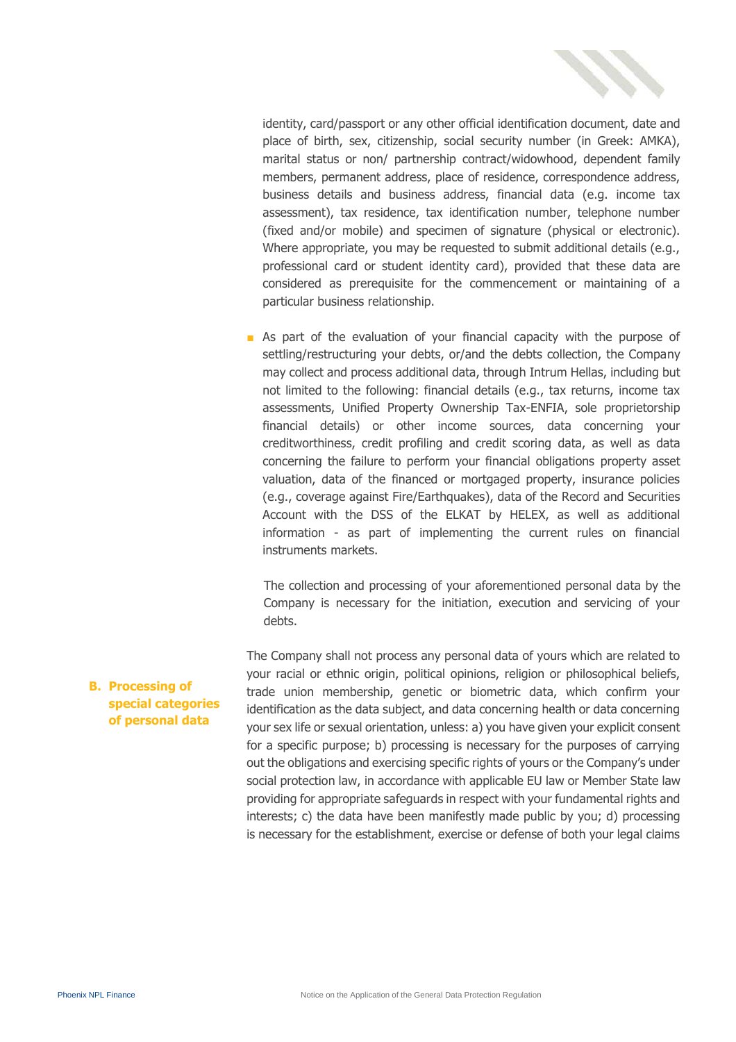identity, card/passport or any other official identification document, date and place of birth, sex, citizenship, social security number (in Greek: AMKA), marital status or non/ partnership contract/widowhood, dependent family members, permanent address, place of residence, correspondence address, business details and business address, financial data (e.g. income tax assessment), tax residence, tax identification number, telephone number (fixed and/or mobile) and specimen of signature (physical or electronic). Where appropriate, you may be requested to submit additional details (e.g., professional card or student identity card), provided that these data are considered as prerequisite for the commencement or maintaining of a particular business relationship.

- As part of the evaluation of your financial capacity with the purpose of settling/restructuring your debts, or/and the debts collection, the Company may collect and process additional data, through Intrum Hellas, including but not limited to the following: financial details (e.g., tax returns, income tax assessments, Unified Property Ownership Tax-ENFIA, sole proprietorship financial details) or other income sources, data concerning your creditworthiness, credit profiling and credit scoring data, as well as data concerning the failure to perform your financial obligations property asset valuation, data of the financed or mortgaged property, insurance policies (e.g., coverage against Fire/Earthquakes), data of the Record and Securities Account with the DSS of the ELKAT by HELEX, as well as additional information - as part of implementing the current rules on financial instruments markets.

  The collection and processing of your aforementioned personal data by the Company is necessary for the initiation, execution and servicing of your debts.

## B. Processing of special categories of personal data

The Company shall not process any personal data of yours which are related to your racial or ethnic origin, political opinions, religion or philosophical beliefs, trade union membership, genetic or biometric data, which confirm your identification as the data subject, and data concerning health or data concerning your sex life or sexual orientation, unless: a) you have given your explicit consent for a specific purpose; b) processing is necessary for the purposes of carrying out the obligations and exercising specific rights of yours or the Company's under social protection law, in accordance with applicable EU law or Member State law providing for appropriate safeguards in respect with your fundamental rights and interests; c) the data have been manifestly made public by you; d) processing is necessary for the establishment, exercise or defense of both your legal claims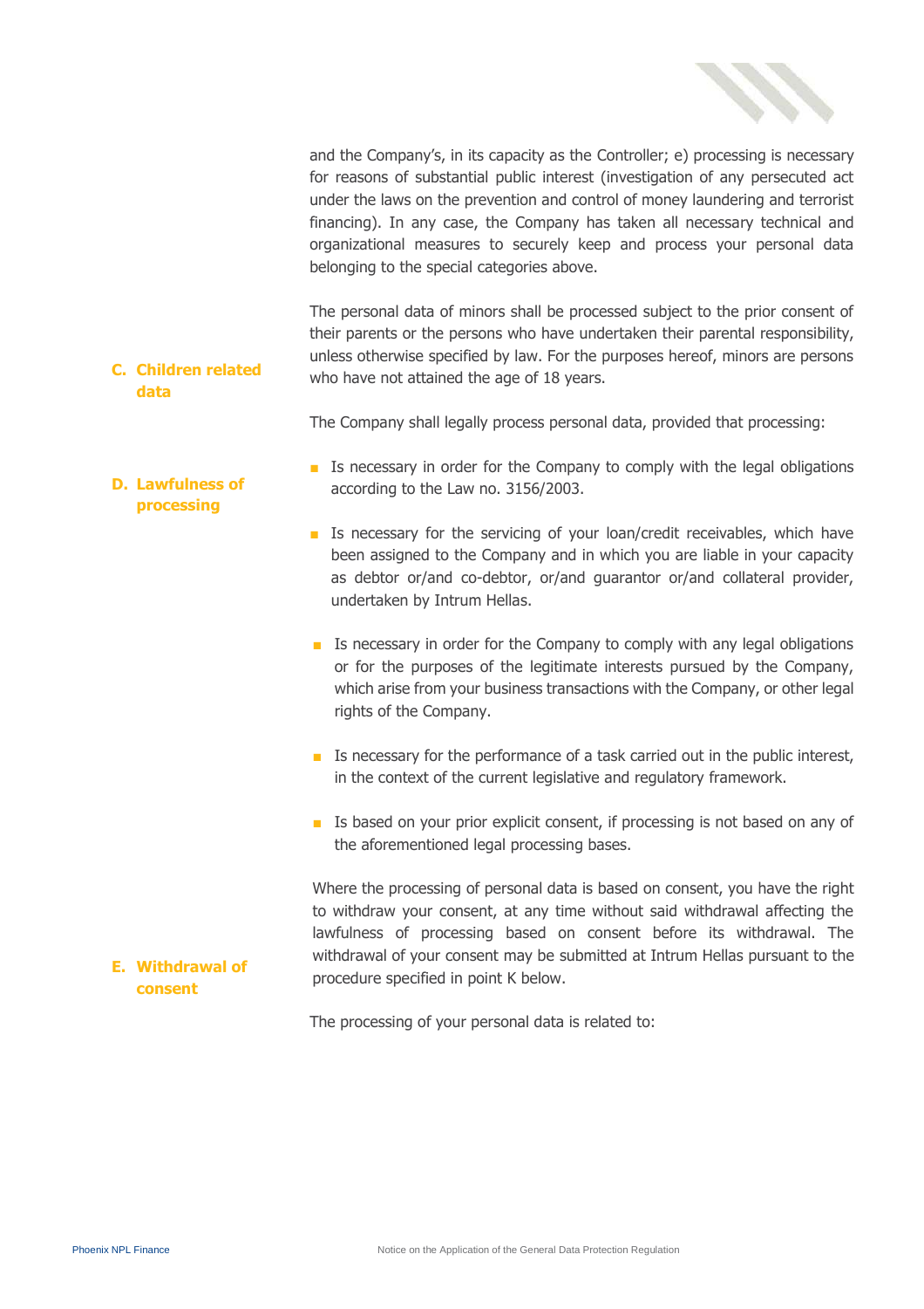and the Company's, in its capacity as the Controller; e) processing is necessary for reasons of substantial public interest (investigation of any persecuted act under the laws on the prevention and control of money laundering and terrorist financing). In any case, the Company has taken all necessary technical and organizational measures to securely keep and process your personal data belonging to the special categories above.

### C. Children related data

The personal data of minors shall be processed subject to the prior consent of their parents or the persons who have undertaken their parental responsibility, unless otherwise specified by law. For the purposes hereof, minors are persons who have not attained the age of 18 years.

### D. Lawfulness of processing

The Company shall legally process personal data, provided that processing:

- Is necessary in order for the Company to comply with the legal obligations according to the Law no. 3156/2003.
- Is necessary for the servicing of your loan/credit receivables, which have been assigned to the Company and in which you are liable in your capacity as debtor or/and co-debtor, or/and guarantor or/and collateral provider, undertaken by Intrum Hellas.
- Is necessary in order for the Company to comply with any legal obligations or for the purposes of the legitimate interests pursued by the Company, which arise from your business transactions with the Company, or other legal rights of the Company.
- Is necessary for the performance of a task carried out in the public interest, in the context of the current legislative and regulatory framework.
- Is based on your prior explicit consent, if processing is not based on any of the aforementioned legal processing bases.

### E. Withdrawal of consent

Where the processing of personal data is based on consent, you have the right to withdraw your consent, at any time without said withdrawal affecting the lawfulness of processing based on consent before its withdrawal. The withdrawal of your consent may be submitted at Intrum Hellas pursuant to the procedure specified in point K below.

The processing of your personal data is related to: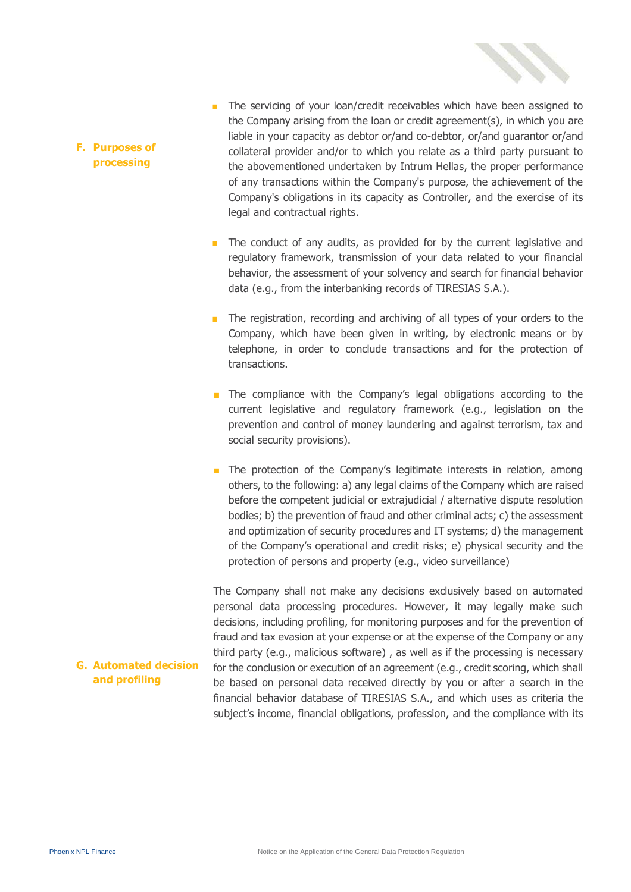## F. Purposes of processing

- The servicing of your loan/credit receivables which have been assigned to the Company arising from the loan or credit agreement(s), in which you are liable in your capacity as debtor or/and co-debtor, or/and guarantor or/and collateral provider and/or to which you relate as a third party pursuant to the abovementioned undertaken by Intrum Hellas, the proper performance of any transactions within the Company's purpose, the achievement of the Company's obligations in its capacity as Controller, and the exercise of its legal and contractual rights.

- The conduct of any audits, as provided for by the current legislative and regulatory framework, transmission of your data related to your financial behavior, the assessment of your solvency and search for financial behavior data (e.g., from the interbanking records of TIRESIAS S.A.).

- The registration, recording and archiving of all types of your orders to the Company, which have been given in writing, by electronic means or by telephone, in order to conclude transactions and for the protection of transactions.

- The compliance with the Company's legal obligations according to the current legislative and regulatory framework (e.g., legislation on the prevention and control of money laundering and against terrorism, tax and social security provisions).

- The protection of the Company's legitimate interests in relation, among others, to the following: a) any legal claims of the Company which are raised before the competent judicial or extrajudicial / alternative dispute resolution bodies; b) the prevention of fraud and other criminal acts; c) the assessment and optimization of security procedures and IT systems; d) the management of the Company's operational and credit risks; e) physical security and the protection of persons and property (e.g., video surveillance)

## G. Automated decision and profiling

The Company shall not make any decisions exclusively based on automated personal data processing procedures. However, it may legally make such decisions, including profiling, for monitoring purposes and for the prevention of fraud and tax evasion at your expense or at the expense of the Company or any third party (e.g., malicious software) , as well as if the processing is necessary for the conclusion or execution of an agreement (e.g., credit scoring, which shall be based on personal data received directly by you or after a search in the financial behavior database of TIRESIAS S.A., and which uses as criteria the subject's income, financial obligations, profession, and the compliance with its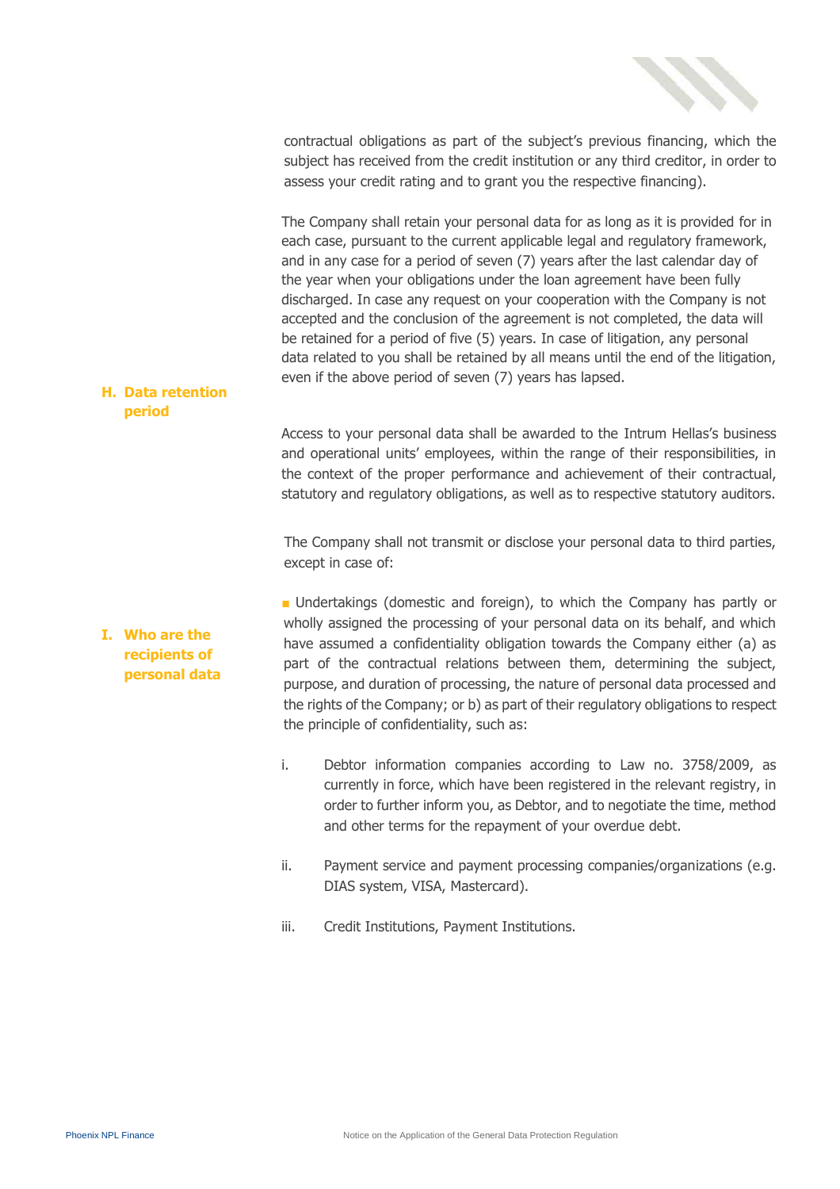contractual obligations as part of the subject's previous financing, which the subject has received from the credit institution or any third creditor, in order to assess your credit rating and to grant you the respective financing).

## H. Data retention period

The Company shall retain your personal data for as long as it is provided for in each case, pursuant to the current applicable legal and regulatory framework, and in any case for a period of seven (7) years after the last calendar day of the year when your obligations under the loan agreement have been fully discharged. In case any request on your cooperation with the Company is not accepted and the conclusion of the agreement is not completed, the data will be retained for a period of five (5) years. In case of litigation, any personal data related to you shall be retained by all means until the end of the litigation, even if the above period of seven (7) years has lapsed.

## I. Who are the recipients of personal data

Access to your personal data shall be awarded to the Intrum Hellas's business and operational units' employees, within the range of their responsibilities, in the context of the proper performance and achievement of their contractual, statutory and regulatory obligations, as well as to respective statutory auditors.

The Company shall not transmit or disclose your personal data to third parties, except in case of:

- Undertakings (domestic and foreign), to which the Company has partly or wholly assigned the processing of your personal data on its behalf, and which have assumed a confidentiality obligation towards the Company either (a) as part of the contractual relations between them, determining the subject, purpose, and duration of processing, the nature of personal data processed and the rights of the Company; or b) as part of their regulatory obligations to respect the principle of confidentiality, such as:

  i. Debtor information companies according to Law no. 3758/2009, as currently in force, which have been registered in the relevant registry, in order to further inform you, as Debtor, and to negotiate the time, method and other terms for the repayment of your overdue debt.

  ii. Payment service and payment processing companies/organizations (e.g. DIAS system, VISA, Mastercard).

  iii. Credit Institutions, Payment Institutions.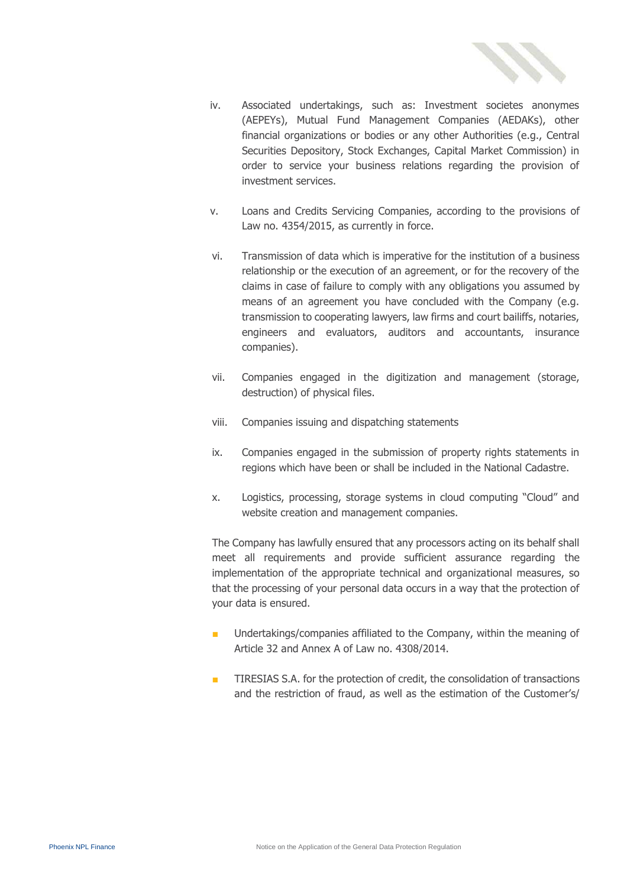iv. Associated undertakings, such as: Investment societes anonymes (AEPEYs), Mutual Fund Management Companies (AEDAKs), other financial organizations or bodies or any other Authorities (e.g., Central Securities Depository, Stock Exchanges, Capital Market Commission) in order to service your business relations regarding the provision of investment services.

v. Loans and Credits Servicing Companies, according to the provisions of Law no. 4354/2015, as currently in force.

vi. Transmission of data which is imperative for the institution of a business relationship or the execution of an agreement, or for the recovery of the claims in case of failure to comply with any obligations you assumed by means of an agreement you have concluded with the Company (e.g. transmission to cooperating lawyers, law firms and court bailiffs, notaries, engineers and evaluators, auditors and accountants, insurance companies).

vii. Companies engaged in the digitization and management (storage, destruction) of physical files.

viii. Companies issuing and dispatching statements

ix. Companies engaged in the submission of property rights statements in regions which have been or shall be included in the National Cadastre.

x. Logistics, processing, storage systems in cloud computing "Cloud" and website creation and management companies.

The Company has lawfully ensured that any processors acting on its behalf shall meet all requirements and provide sufficient assurance regarding the implementation of the appropriate technical and organizational measures, so that the processing of your personal data occurs in a way that the protection of your data is ensured.

- Undertakings/companies affiliated to the Company, within the meaning of Article 32 and Annex A of Law no. 4308/2014.
- TIRESIAS S.A. for the protection of credit, the consolidation of transactions and the restriction of fraud, as well as the estimation of the Customer's/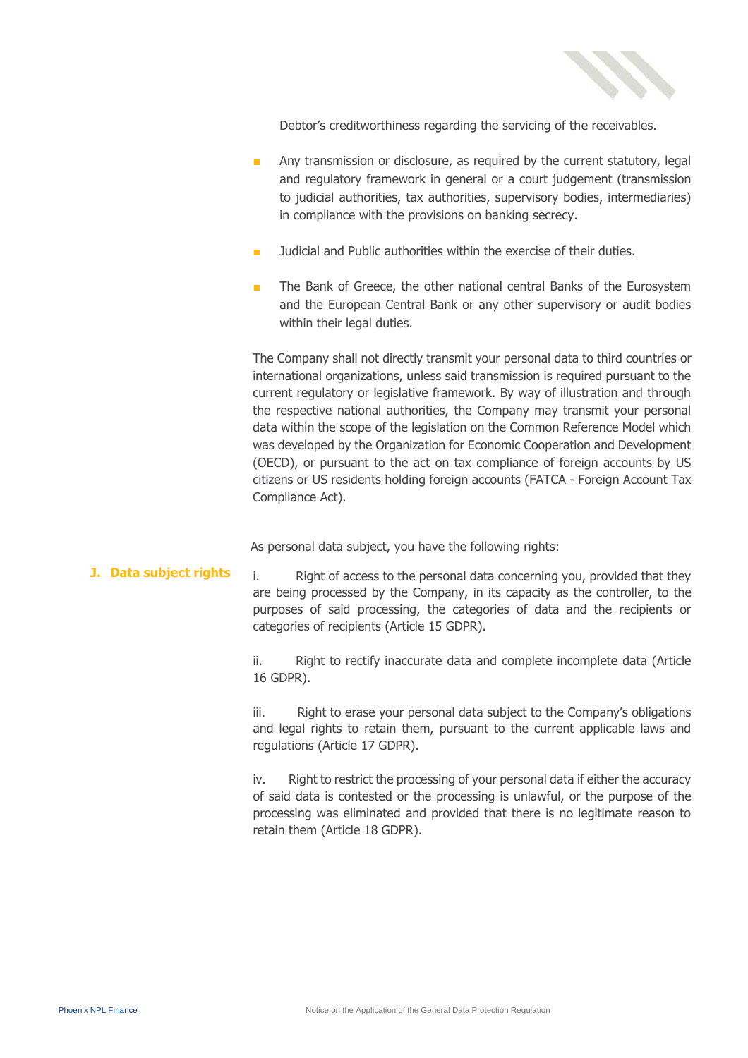Debtor's creditworthiness regarding the servicing of the receivables.

- Any transmission or disclosure, as required by the current statutory, legal and regulatory framework in general or a court judgement (transmission to judicial authorities, tax authorities, supervisory bodies, intermediaries) in compliance with the provisions on banking secrecy.
- Judicial and Public authorities within the exercise of their duties.
- The Bank of Greece, the other national central Banks of the Eurosystem and the European Central Bank or any other supervisory or audit bodies within their legal duties.

The Company shall not directly transmit your personal data to third countries or international organizations, unless said transmission is required pursuant to the current regulatory or legislative framework. By way of illustration and through the respective national authorities, the Company may transmit your personal data within the scope of the legislation on the Common Reference Model which was developed by the Organization for Economic Cooperation and Development (OECD), or pursuant to the act on tax compliance of foreign accounts by US citizens or US residents holding foreign accounts (FATCA - Foreign Account Tax Compliance Act).

## J. Data subject rights

As personal data subject, you have the following rights:

i. Right of access to the personal data concerning you, provided that they are being processed by the Company, in its capacity as the controller, to the purposes of said processing, the categories of data and the recipients or categories of recipients (Article 15 GDPR).

ii. Right to rectify inaccurate data and complete incomplete data (Article 16 GDPR).

iii. Right to erase your personal data subject to the Company's obligations and legal rights to retain them, pursuant to the current applicable laws and regulations (Article 17 GDPR).

iv. Right to restrict the processing of your personal data if either the accuracy of said data is contested or the processing is unlawful, or the purpose of the processing was eliminated and provided that there is no legitimate reason to retain them (Article 18 GDPR).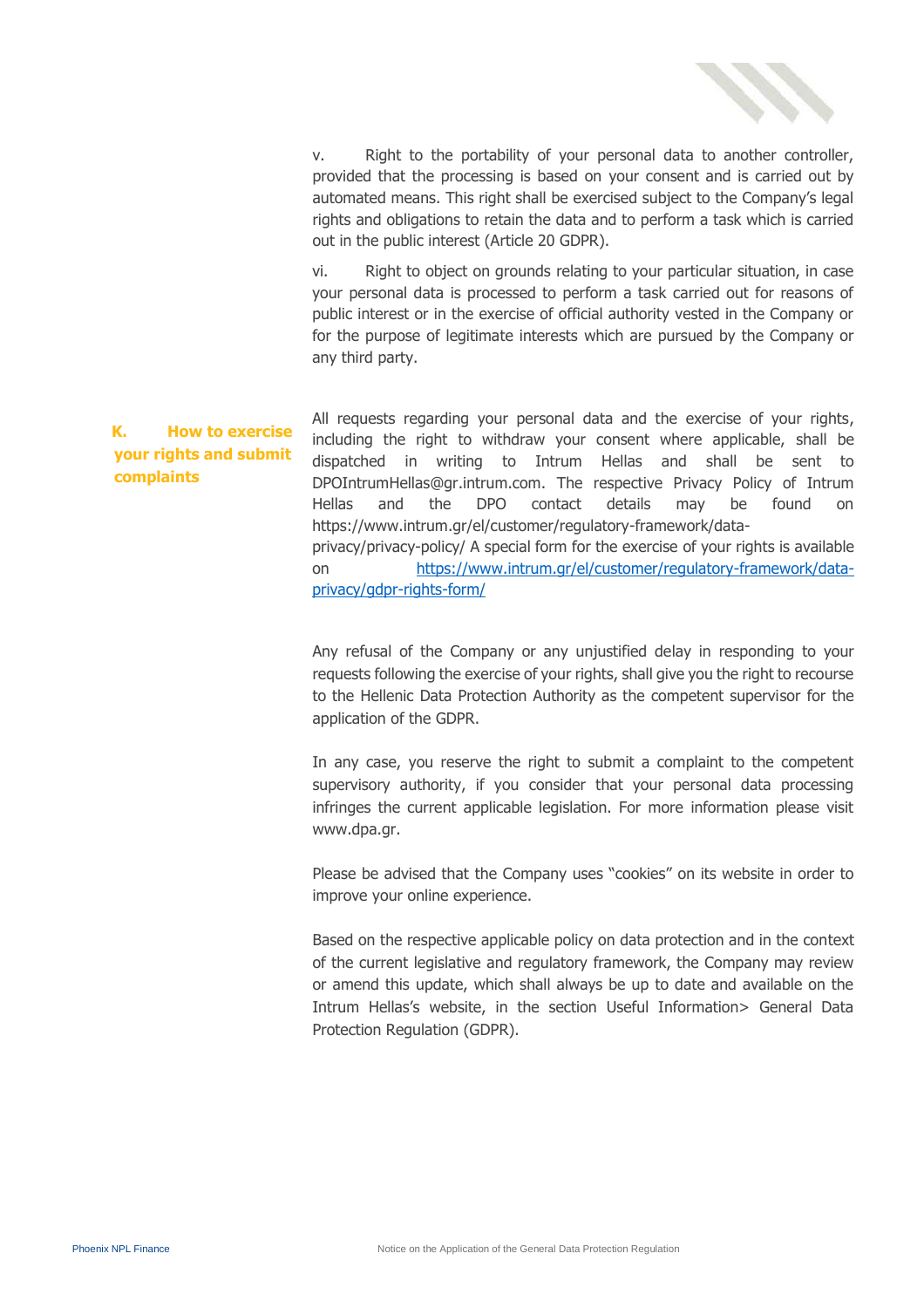v. Right to the portability of your personal data to another controller, provided that the processing is based on your consent and is carried out by automated means. This right shall be exercised subject to the Company's legal rights and obligations to retain the data and to perform a task which is carried out in the public interest (Article 20 GDPR).

vi. Right to object on grounds relating to your particular situation, in case your personal data is processed to perform a task carried out for reasons of public interest or in the exercise of official authority vested in the Company or for the purpose of legitimate interests which are pursued by the Company or any third party.

## K. How to exercise your rights and submit complaints

All requests regarding your personal data and the exercise of your rights, including the right to withdraw your consent where applicable, shall be dispatched in writing to Intrum Hellas and shall be sent to DPOIntrumHellas@gr.intrum.com. The respective Privacy Policy of Intrum Hellas and the DPO contact details may be found on https://www.intrum.gr/el/customer/regulatory-framework/data-privacy/privacy-policy/ A special form for the exercise of your rights is available on https://www.intrum.gr/el/customer/regulatory-framework/data-privacy/gdpr-rights-form/

Any refusal of the Company or any unjustified delay in responding to your requests following the exercise of your rights, shall give you the right to recourse to the Hellenic Data Protection Authority as the competent supervisor for the application of the GDPR.

In any case, you reserve the right to submit a complaint to the competent supervisory authority, if you consider that your personal data processing infringes the current applicable legislation. For more information please visit www.dpa.gr.

Please be advised that the Company uses "cookies" on its website in order to improve your online experience.

Based on the respective applicable policy on data protection and in the context of the current legislative and regulatory framework, the Company may review or amend this update, which shall always be up to date and available on the Intrum Hellas's website, in the section Useful Information> General Data Protection Regulation (GDPR).